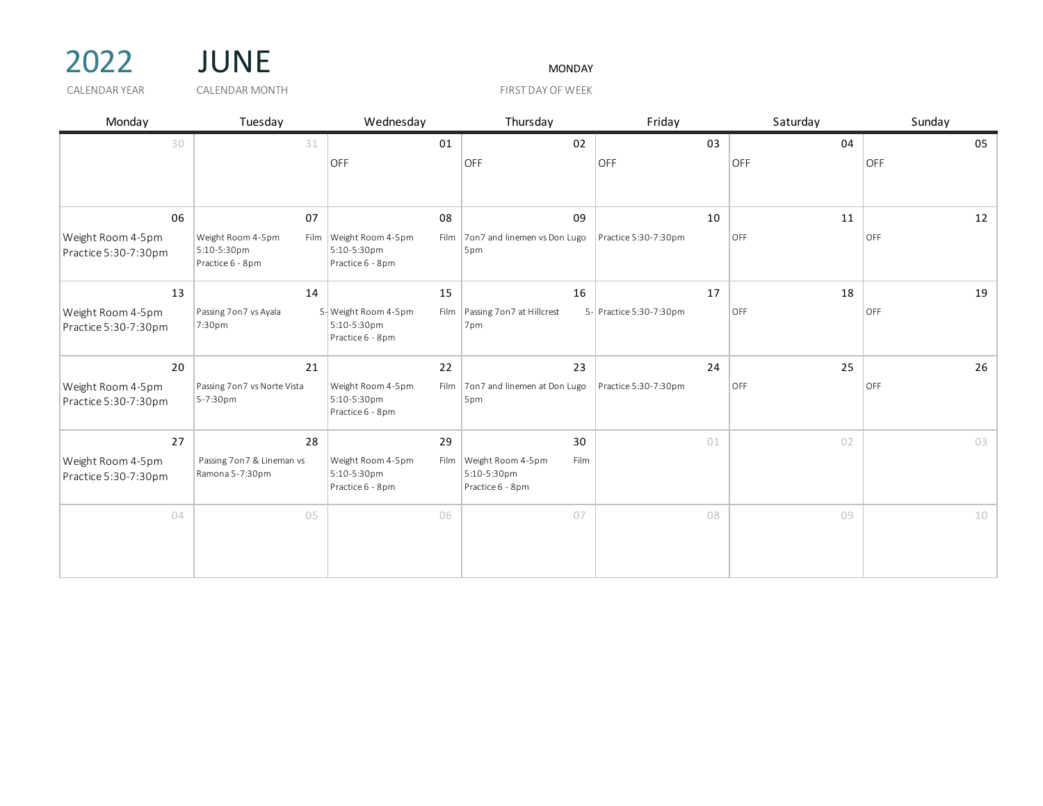# 2022 JUNE

CALENDAR YEAR: 2022

CALENDAR MONTH: JUNE

FIRST DAY OF WEEK: MONDAY

| Monday | Tuesday | Wednesday | Thursday | Friday | Saturday | Sunday |
|---|---|---|---|---|---|---|
| 30 | 31 | 01<br>OFF | 02<br>OFF | 03<br>OFF | 04<br>OFF | 05<br>OFF |
| 06<br>Weight Room 4-5pm<br>Practice 5:30-7:30pm | 07<br>Weight Room 4-5pm Film 5:10-5:30pm<br>Practice 6 - 8pm | 08<br>Weight Room 4-5pm Film 5:10-5:30pm<br>Practice 6 - 8pm | 09<br>7on7 and linemen vs Don Lugo 5pm | 10<br>Practice 5:30-7:30pm | 11<br>OFF | 12<br>OFF |
| 13<br>Weight Room 4-5pm<br>Practice 5:30-7:30pm | 14<br>Passing 7on7 vs Ayala 5-7:30pm | 15<br>Weight Room 4-5pm Film 5:10-5:30pm<br>Practice 6 - 8pm | 16<br>Passing 7on7 at Hillcrest 5-7pm | 17<br>Practice 5:30-7:30pm | 18<br>OFF | 19<br>OFF |
| 20<br>Weight Room 4-5pm<br>Practice 5:30-7:30pm | 21<br>Passing 7on7 vs Norte Vista 5-7:30pm | 22<br>Weight Room 4-5pm Film 5:10-5:30pm<br>Practice 6 - 8pm | 23<br>7on7 and linemen at Don Lugo 5pm | 24<br>Practice 5:30-7:30pm | 25<br>OFF | 26<br>OFF |
| 27<br>Weight Room 4-5pm<br>Practice 5:30-7:30pm | 28<br>Passing 7on7 & Lineman vs Ramona 5-7:30pm | 29<br>Weight Room 4-5pm Film 5:10-5:30pm<br>Practice 6 - 8pm | 30<br>Weight Room 4-5pm Film 5:10-5:30pm<br>Practice 6 - 8pm | 01 | 02 | 03 |
| 04 | 05 | 06 | 07 | 08 | 09 | 10 |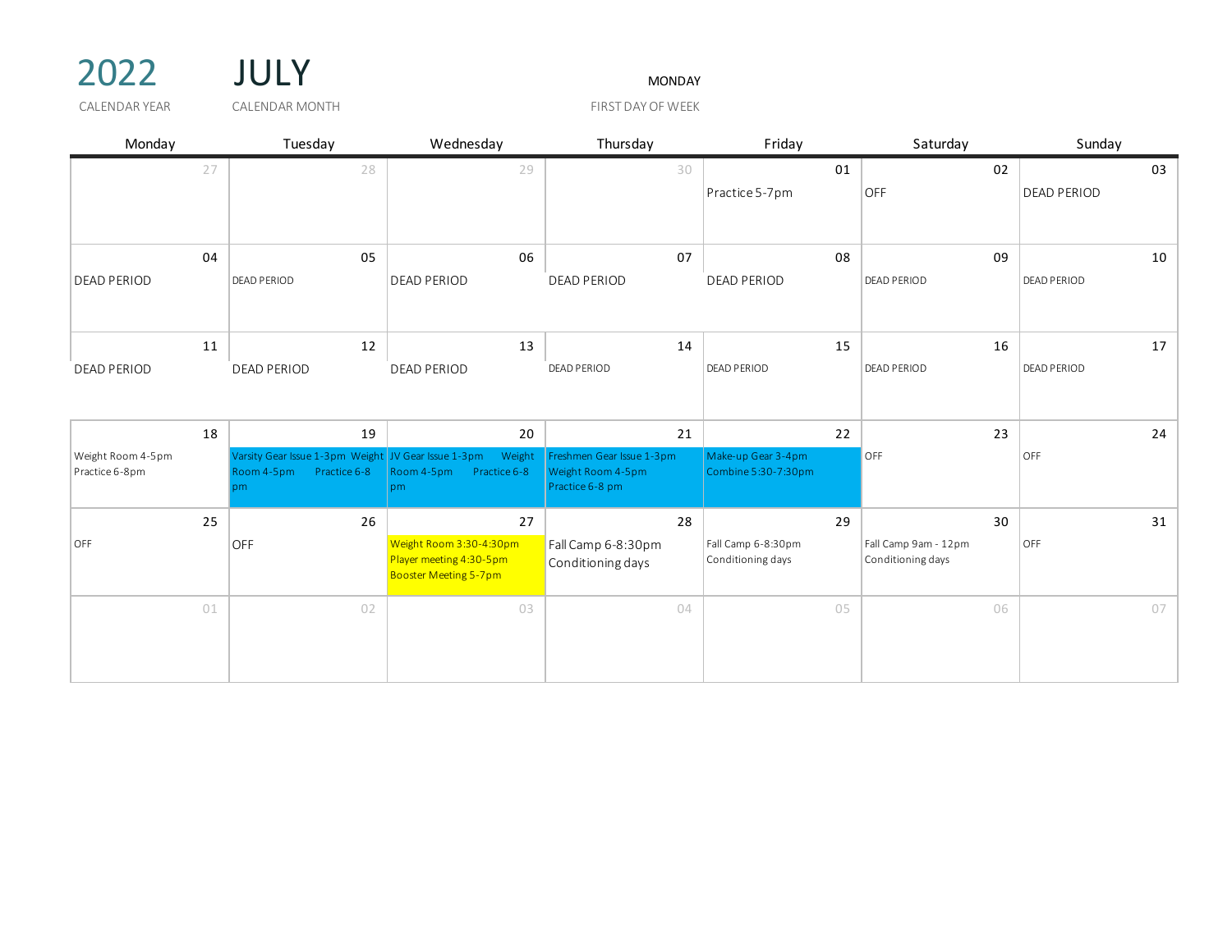# 2022 JULY

CALENDAR YEAR | CALENDAR MONTH

MONDAY
FIRST DAY OF WEEK

| Monday | Tuesday | Wednesday | Thursday | Friday | Saturday | Sunday |
|---|---|---|---|---|---|---|
| 27 | 28 | 29 | 30 | 01 Practice 5-7pm | 02 OFF | 03 DEAD PERIOD |
| 04 DEAD PERIOD | 05 DEAD PERIOD | 06 DEAD PERIOD | 07 DEAD PERIOD | 08 DEAD PERIOD | 09 DEAD PERIOD | 10 DEAD PERIOD |
| 11 DEAD PERIOD | 12 DEAD PERIOD | 13 DEAD PERIOD | 14 DEAD PERIOD | 15 DEAD PERIOD | 16 DEAD PERIOD | 17 DEAD PERIOD |
| 18 Weight Room 4-5pm Practice 6-8pm | 19 Varsity Gear Issue 1-3pm Weight Room 4-5pm Practice 6-8 pm | 20 JV Gear Issue 1-3pm Weight Room 4-5pm Practice 6-8 pm | 21 Freshmen Gear Issue 1-3pm Weight Room 4-5pm Practice 6-8 pm | 22 Make-up Gear 3-4pm Combine 5:30-7:30pm | 23 OFF | 24 OFF |
| 25 OFF | 26 OFF | 27 Weight Room 3:30-4:30pm Player meeting 4:30-5pm Booster Meeting 5-7pm | 28 Fall Camp 6-8:30pm Conditioning days | 29 Fall Camp 6-8:30pm Conditioning days | 30 Fall Camp 9am - 12pm Conditioning days | 31 OFF |
| 01 | 02 | 03 | 04 | 05 | 06 | 07 |